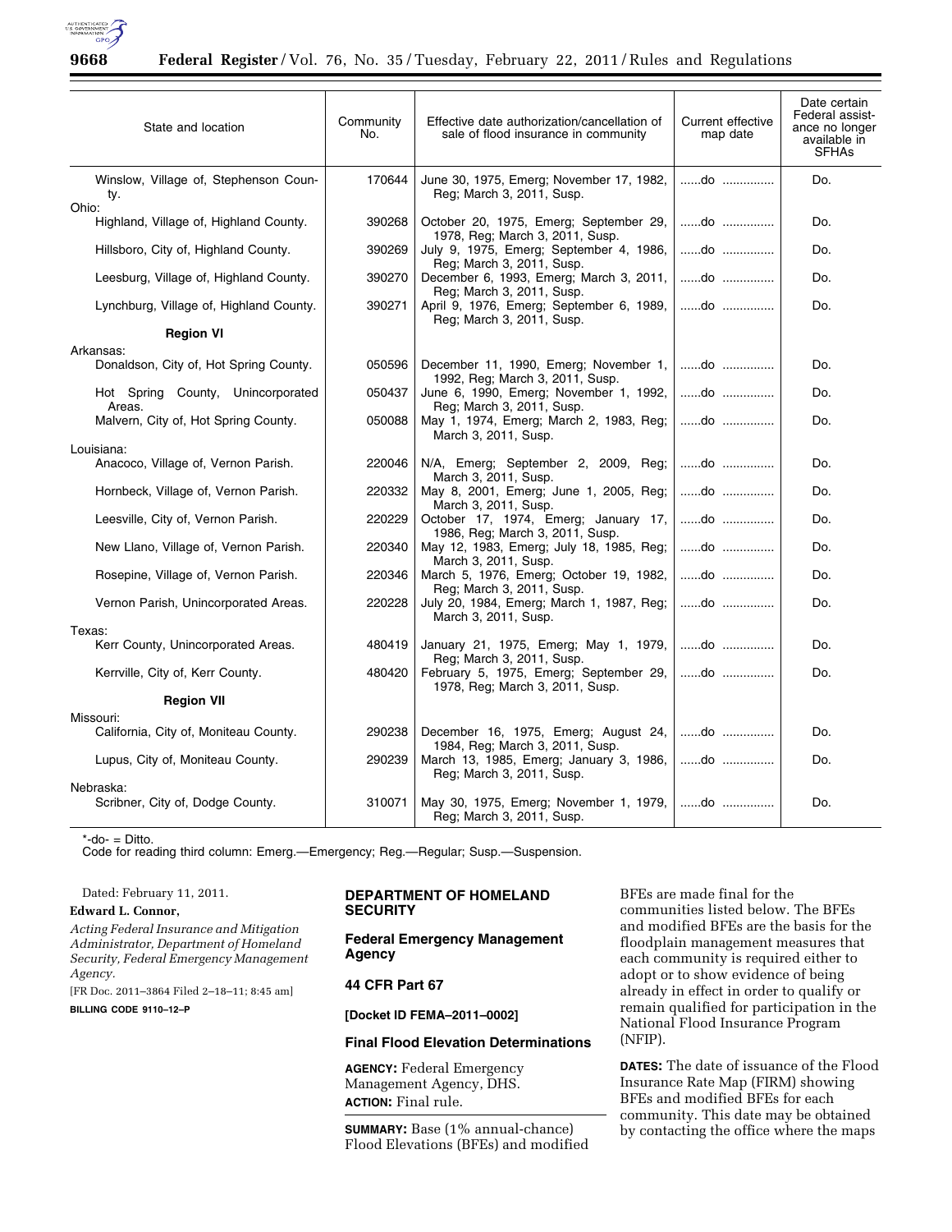| State and location | Community No. | Effective date authorization/cancellation of sale of flood insurance in community | Current effective map date | Date certain Federal assistance no longer available in SFHAs |
|---|---|---|---|---|
| Winslow, Village of, Stephenson County. | 170644 | June 30, 1975, Emerg; November 17, 1982, Reg; March 3, 2011, Susp. | ......do ............... | Do. |
| Ohio: | | | | |
| Highland, Village of, Highland County. | 390268 | October 20, 1975, Emerg; September 29, 1978, Reg; March 3, 2011, Susp. | ......do ............... | Do. |
| Hillsboro, City of, Highland County. | 390269 | July 9, 1975, Emerg; September 4, 1986, Reg; March 3, 2011, Susp. | ......do ............... | Do. |
| Leesburg, Village of, Highland County. | 390270 | December 6, 1993, Emerg; March 3, 2011, Reg; March 3, 2011, Susp. | ......do ............... | Do. |
| Lynchburg, Village of, Highland County. | 390271 | April 9, 1976, Emerg; September 6, 1989, Reg; March 3, 2011, Susp. | ......do ............... | Do. |
| **Region VI** | | | | |
| Arkansas: | | | | |
| Donaldson, City of, Hot Spring County. | 050596 | December 11, 1990, Emerg; November 1, 1992, Reg; March 3, 2011, Susp. | ......do ............... | Do. |
| Hot Spring County, Unincorporated Areas. | 050437 | June 6, 1990, Emerg; November 1, 1992, Reg; March 3, 2011, Susp. | ......do ............... | Do. |
| Malvern, City of, Hot Spring County. | 050088 | May 1, 1974, Emerg; March 2, 1983, Reg; March 3, 2011, Susp. | ......do ............... | Do. |
| Louisiana: | | | | |
| Anacoco, Village of, Vernon Parish. | 220046 | N/A, Emerg; September 2, 2009, Reg; March 3, 2011, Susp. | ......do ............... | Do. |
| Hornbeck, Village of, Vernon Parish. | 220332 | May 8, 2001, Emerg; June 1, 2005, Reg; March 3, 2011, Susp. | ......do ............... | Do. |
| Leesville, City of, Vernon Parish. | 220229 | October 17, 1974, Emerg; January 17, 1986, Reg; March 3, 2011, Susp. | ......do ............... | Do. |
| New Llano, Village of, Vernon Parish. | 220340 | May 12, 1983, Emerg; July 18, 1985, Reg; March 3, 2011, Susp. | ......do ............... | Do. |
| Rosepine, Village of, Vernon Parish. | 220346 | March 5, 1976, Emerg; October 19, 1982, Reg; March 3, 2011, Susp. | ......do ............... | Do. |
| Vernon Parish, Unincorporated Areas. | 220228 | July 20, 1984, Emerg; March 1, 1987, Reg; March 3, 2011, Susp. | ......do ............... | Do. |
| Texas: | | | | |
| Kerr County, Unincorporated Areas. | 480419 | January 21, 1975, Emerg; May 1, 1979, Reg; March 3, 2011, Susp. | ......do ............... | Do. |
| Kerrville, City of, Kerr County. | 480420 | February 5, 1975, Emerg; September 29, 1978, Reg; March 3, 2011, Susp. | ......do ............... | Do. |
| **Region VII** | | | | |
| Missouri: | | | | |
| California, City of, Moniteau County. | 290238 | December 16, 1975, Emerg; August 24, 1984, Reg; March 3, 2011, Susp. | ......do ............... | Do. |
| Lupus, City of, Moniteau County. | 290239 | March 13, 1985, Emerg; January 3, 1986, Reg; March 3, 2011, Susp. | ......do ............... | Do. |
| Nebraska: | | | | |
| Scribner, City of, Dodge County. | 310071 | May 30, 1975, Emerg; November 1, 1979, Reg; March 3, 2011, Susp. | ......do ............... | Do. |

*-do- = Ditto.

Code for reading third column: Emerg.—Emergency; Reg.—Regular; Susp.—Suspension.

Dated: February 11, 2011.

**Edward L. Connor,**

*Acting Federal Insurance and Mitigation Administrator, Department of Homeland Security, Federal Emergency Management Agency.*

[FR Doc. 2011–3864 Filed 2–18–11; 8:45 am]

**BILLING CODE 9110–12–P**

## DEPARTMENT OF HOMELAND SECURITY

### Federal Emergency Management Agency

### 44 CFR Part 67

**[Docket ID FEMA–2011–0002]**

### Final Flood Elevation Determinations

**AGENCY:** Federal Emergency Management Agency, DHS.

**ACTION:** Final rule.

**SUMMARY:** Base (1% annual-chance) Flood Elevations (BFEs) and modified BFEs are made final for the communities listed below. The BFEs and modified BFEs are the basis for the floodplain management measures that each community is required either to adopt or to show evidence of being already in effect in order to qualify or remain qualified for participation in the National Flood Insurance Program (NFIP).

**DATES:** The date of issuance of the Flood Insurance Rate Map (FIRM) showing BFEs and modified BFEs for each community. This date may be obtained by contacting the office where the maps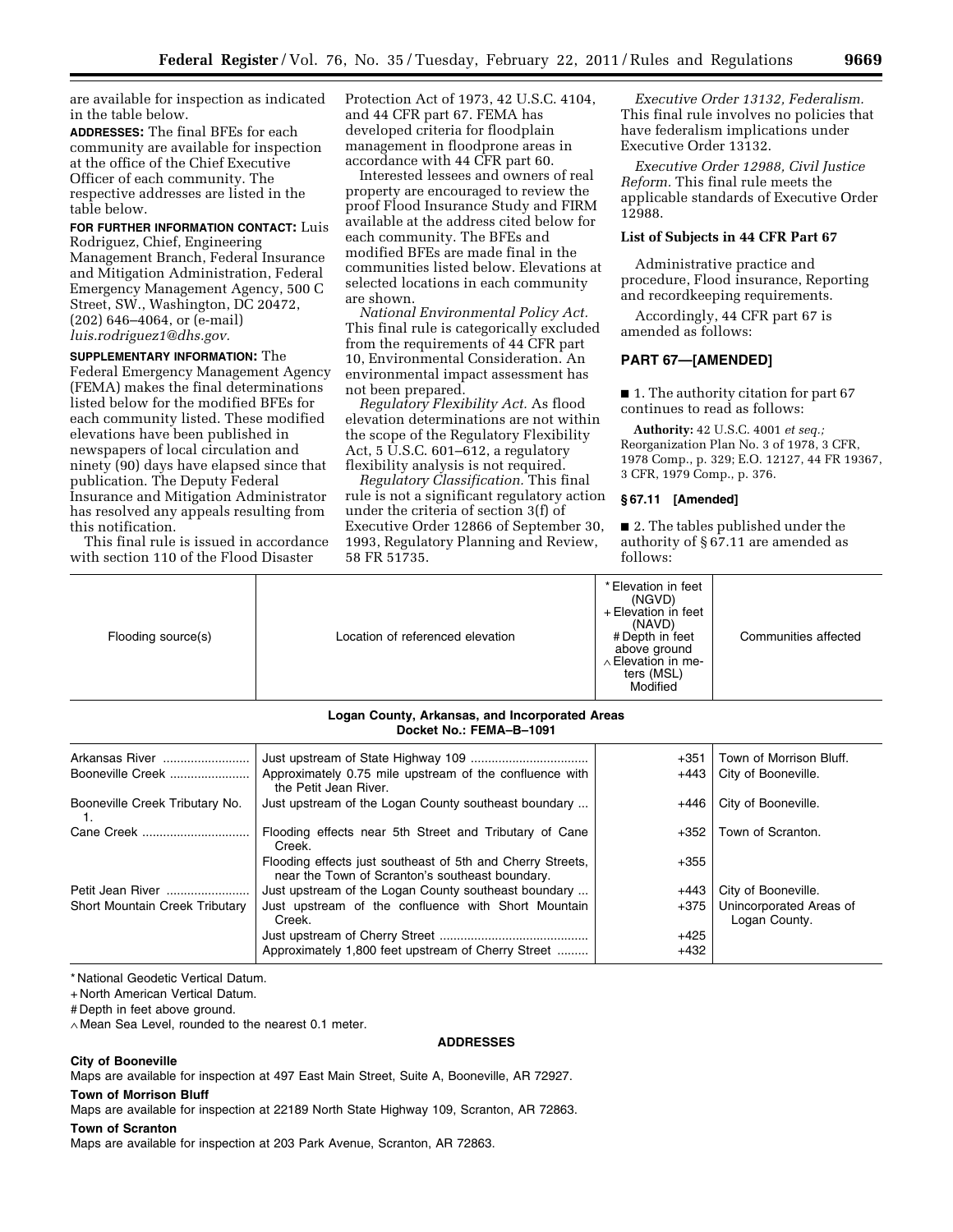are available for inspection as indicated in the table below.

**ADDRESSES:** The final BFEs for each community are available for inspection at the office of the Chief Executive Officer of each community. The respective addresses are listed in the table below.

**FOR FURTHER INFORMATION CONTACT:** Luis Rodriguez, Chief, Engineering Management Branch, Federal Insurance and Mitigation Administration, Federal Emergency Management Agency, 500 C Street, SW., Washington, DC 20472, (202) 646–4064, or (e-mail) *luis.rodriguez1@dhs.gov.*

**SUPPLEMENTARY INFORMATION:** The Federal Emergency Management Agency (FEMA) makes the final determinations listed below for the modified BFEs for each community listed. These modified elevations have been published in newspapers of local circulation and ninety (90) days have elapsed since that publication. The Deputy Federal Insurance and Mitigation Administrator has resolved any appeals resulting from this notification.

This final rule is issued in accordance with section 110 of the Flood Disaster Protection Act of 1973, 42 U.S.C. 4104, and 44 CFR part 67. FEMA has developed criteria for floodplain management in floodprone areas in accordance with 44 CFR part 60.

Interested lessees and owners of real property are encouraged to review the proof Flood Insurance Study and FIRM available at the address cited below for each community. The BFEs and modified BFEs are made final in the communities listed below. Elevations at selected locations in each community are shown.

*National Environmental Policy Act.* This final rule is categorically excluded from the requirements of 44 CFR part 10, Environmental Consideration. An environmental impact assessment has not been prepared.

*Regulatory Flexibility Act.* As flood elevation determinations are not within the scope of the Regulatory Flexibility Act, 5 U.S.C. 601–612, a regulatory flexibility analysis is not required.

*Regulatory Classification.* This final rule is not a significant regulatory action under the criteria of section 3(f) of Executive Order 12866 of September 30, 1993, Regulatory Planning and Review, 58 FR 51735.

*Executive Order 13132, Federalism.* This final rule involves no policies that have federalism implications under Executive Order 13132.

*Executive Order 12988, Civil Justice Reform.* This final rule meets the applicable standards of Executive Order 12988.

### List of Subjects in 44 CFR Part 67

Administrative practice and procedure, Flood insurance, Reporting and recordkeeping requirements.

Accordingly, 44 CFR part 67 is amended as follows:

## PART 67—[AMENDED]

■ 1. The authority citation for part 67 continues to read as follows:

**Authority:** 42 U.S.C. 4001 *et seq.;* Reorganization Plan No. 3 of 1978, 3 CFR, 1978 Comp., p. 329; E.O. 12127, 44 FR 19367, 3 CFR, 1979 Comp., p. 376.

### § 67.11 [Amended]

■ 2. The tables published under the authority of § 67.11 are amended as follows:

| Flooding source(s) | Location of referenced elevation | * Elevation in feet (NGVD) + Elevation in feet (NAVD) # Depth in feet above ground ∧ Elevation in meters (MSL) Modified | Communities affected |
|---|---|---|---|
| **Logan County, Arkansas, and Incorporated Areas Docket No.: FEMA–B–1091** | | | |
| Arkansas River | Just upstream of State Highway 109 | +351 | Town of Morrison Bluff. |
| Booneville Creek | Approximately 0.75 mile upstream of the confluence with the Petit Jean River. | +443 | City of Booneville. |
| Booneville Creek Tributary No. 1. | Just upstream of the Logan County southeast boundary | +446 | City of Booneville. |
| Cane Creek | Flooding effects near 5th Street and Tributary of Cane Creek. | +352 | Town of Scranton. |
| | Flooding effects just southeast of 5th and Cherry Streets, near the Town of Scranton's southeast boundary. | +355 | |
| Petit Jean River | Just upstream of the Logan County southeast boundary | +443 | City of Booneville. |
| Short Mountain Creek Tributary | Just upstream of the confluence with Short Mountain Creek. | +375 | Unincorporated Areas of Logan County. |
| | Just upstream of Cherry Street | +425 | |
| | Approximately 1,800 feet upstream of Cherry Street | +432 | |

* National Geodetic Vertical Datum.
+ North American Vertical Datum.
# Depth in feet above ground.
∧ Mean Sea Level, rounded to the nearest 0.1 meter.

**ADDRESSES**

**City of Booneville**

Maps are available for inspection at 497 East Main Street, Suite A, Booneville, AR 72927.

**Town of Morrison Bluff**

Maps are available for inspection at 22189 North State Highway 109, Scranton, AR 72863.

**Town of Scranton**

Maps are available for inspection at 203 Park Avenue, Scranton, AR 72863.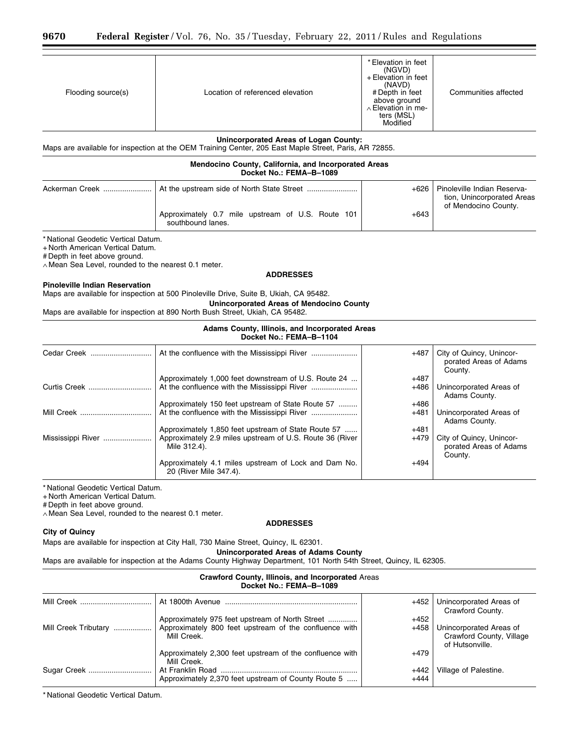| Flooding source(s) | Location of referenced elevation | * Elevation in feet (NGVD) + Elevation in feet (NAVD) # Depth in feet above ground ∧ Elevation in meters (MSL) Modified | Communities affected |
|---|---|---|---|

**Unincorporated Areas of Logan County:**

Maps are available for inspection at the OEM Training Center, 205 East Maple Street, Paris, AR 72855.

**Mendocino County, California, and Incorporated Areas**
**Docket No.: FEMA–B–1089**

| | | | |
|---|---|---|---|
| Ackerman Creek | At the upstream side of North State Street | +626 | Pinoleville Indian Reservation, Unincorporated Areas of Mendocino County. |
| | Approximately 0.7 mile upstream of U.S. Route 101 southbound lanes. | +643 | |

* National Geodetic Vertical Datum.
+ North American Vertical Datum.
# Depth in feet above ground.
∧ Mean Sea Level, rounded to the nearest 0.1 meter.

**ADDRESSES**

**Pinoleville Indian Reservation**

Maps are available for inspection at 500 Pinoleville Drive, Suite B, Ukiah, CA 95482.

**Unincorporated Areas of Mendocino County**

Maps are available for inspection at 890 North Bush Street, Ukiah, CA 95482.

**Adams County, Illinois, and Incorporated Areas**
**Docket No.: FEMA–B–1104**

| | | | |
|---|---|---|---|
| Cedar Creek | At the confluence with the Mississippi River | +487 | City of Quincy, Unincorporated Areas of Adams County. |
| | Approximately 1,000 feet downstream of U.S. Route 24 | +487 | |
| Curtis Creek | At the confluence with the Mississippi River | +486 | Unincorporated Areas of Adams County. |
| | Approximately 150 feet upstream of State Route 57 | +486 | |
| Mill Creek | At the confluence with the Mississippi River | +481 | Unincorporated Areas of Adams County. |
| | Approximately 1,850 feet upstream of State Route 57 | +481 | |
| Mississippi River | Approximately 2.9 miles upstream of U.S. Route 36 (River Mile 312.4). | +479 | City of Quincy, Unincorporated Areas of Adams County. |
| | Approximately 4.1 miles upstream of Lock and Dam No. 20 (River Mile 347.4). | +494 | |

* National Geodetic Vertical Datum.
+ North American Vertical Datum.
# Depth in feet above ground.
∧ Mean Sea Level, rounded to the nearest 0.1 meter.

**ADDRESSES**

**City of Quincy**

Maps are available for inspection at City Hall, 730 Maine Street, Quincy, IL 62301.

**Unincorporated Areas of Adams County**

Maps are available for inspection at the Adams County Highway Department, 101 North 54th Street, Quincy, IL 62305.

**Crawford County, Illinois, and Incorporated Areas**
**Docket No.: FEMA–B–1089**

| | | | |
|---|---|---|---|
| Mill Creek | At 1800th Avenue | +452 | Unincorporated Areas of Crawford County. |
| | Approximately 975 feet upstream of North Street | +452 | |
| Mill Creek Tributary | Approximately 800 feet upstream of the confluence with Mill Creek. | +458 | Unincorporated Areas of Crawford County, Village of Hutsonville. |
| | Approximately 2,300 feet upstream of the confluence with Mill Creek. | +479 | |
| Sugar Creek | At Franklin Road | +442 | Village of Palestine. |
| | Approximately 2,370 feet upstream of County Route 5 | +444 | |

* National Geodetic Vertical Datum.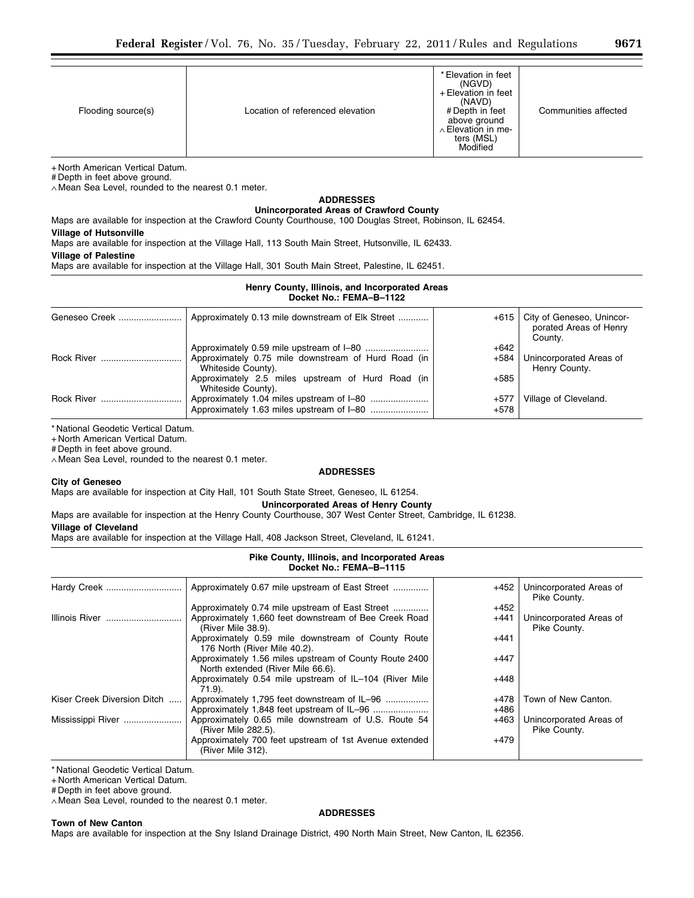| Flooding source(s) | Location of referenced elevation | * Elevation in feet (NGVD) + Elevation in feet (NAVD) # Depth in feet above ground ∧ Elevation in meters (MSL) Modified | Communities affected |
|---|---|---|---|

+ North American Vertical Datum.
# Depth in feet above ground.
∧ Mean Sea Level, rounded to the nearest 0.1 meter.

**ADDRESSES**

**Unincorporated Areas of Crawford County**

Maps are available for inspection at the Crawford County Courthouse, 100 Douglas Street, Robinson, IL 62454.

**Village of Hutsonville**

Maps are available for inspection at the Village Hall, 113 South Main Street, Hutsonville, IL 62433.

**Village of Palestine**

Maps are available for inspection at the Village Hall, 301 South Main Street, Palestine, IL 62451.

**Henry County, Illinois, and Incorporated Areas**
**Docket No.: FEMA–B–1122**

| | | | |
|---|---|---|---|
| Geneseo Creek | Approximately 0.13 mile downstream of Elk Street | +615 | City of Geneseo, Unincorporated Areas of Henry County. |
| | Approximately 0.59 mile upstream of I–80 | +642 | |
| Rock River | Approximately 0.75 mile downstream of Hurd Road (in Whiteside County). | +584 | Unincorporated Areas of Henry County. |
| | Approximately 2.5 miles upstream of Hurd Road (in Whiteside County). | +585 | |
| Rock River | Approximately 1.04 miles upstream of I–80 | +577 | Village of Cleveland. |
| | Approximately 1.63 miles upstream of I–80 | +578 | |

* National Geodetic Vertical Datum.
+ North American Vertical Datum.
# Depth in feet above ground.
∧ Mean Sea Level, rounded to the nearest 0.1 meter.

**ADDRESSES**

**City of Geneseo**

Maps are available for inspection at City Hall, 101 South State Street, Geneseo, IL 61254.

**Unincorporated Areas of Henry County**

Maps are available for inspection at the Henry County Courthouse, 307 West Center Street, Cambridge, IL 61238.

**Village of Cleveland**

Maps are available for inspection at the Village Hall, 408 Jackson Street, Cleveland, IL 61241.

**Pike County, Illinois, and Incorporated Areas**
**Docket No.: FEMA–B–1115**

| | | | |
|---|---|---|---|
| Hardy Creek | Approximately 0.67 mile upstream of East Street | +452 | Unincorporated Areas of Pike County. |
| | Approximately 0.74 mile upstream of East Street | +452 | |
| Illinois River | Approximately 1,660 feet downstream of Bee Creek Road (River Mile 38.9). | +441 | Unincorporated Areas of Pike County. |
| | Approximately 0.59 mile downstream of County Route 176 North (River Mile 40.2). | +441 | |
| | Approximately 1.56 miles upstream of County Route 2400 North extended (River Mile 66.6). | +447 | |
| | Approximately 0.54 mile upstream of IL–104 (River Mile 71.9). | +448 | |
| Kiser Creek Diversion Ditch | Approximately 1,795 feet downstream of IL–96 | +478 | Town of New Canton. |
| | Approximately 1,848 feet upstream of IL–96 | +486 | |
| Mississippi River | Approximately 0.65 mile downstream of U.S. Route 54 (River Mile 282.5). | +463 | Unincorporated Areas of Pike County. |
| | Approximately 700 feet upstream of 1st Avenue extended (River Mile 312). | +479 | |

* National Geodetic Vertical Datum.
+ North American Vertical Datum.
# Depth in feet above ground.
∧ Mean Sea Level, rounded to the nearest 0.1 meter.

**ADDRESSES**

**Town of New Canton**

Maps are available for inspection at the Sny Island Drainage District, 490 North Main Street, New Canton, IL 62356.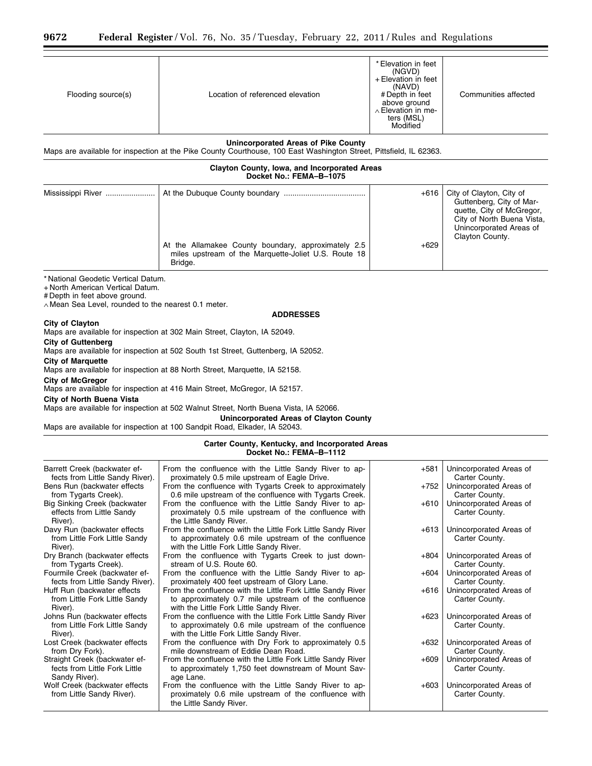| Flooding source(s) | Location of referenced elevation | * Elevation in feet (NGVD) + Elevation in feet (NAVD) # Depth in feet above ground ∧ Elevation in meters (MSL) Modified | Communities affected |
|---|---|---|---|

**Unincorporated Areas of Pike County**

Maps are available for inspection at the Pike County Courthouse, 100 East Washington Street, Pittsfield, IL 62363.

**Clayton County, Iowa, and Incorporated Areas**
**Docket No.: FEMA–B–1075**

| | | | |
|---|---|---|---|
| Mississippi River | At the Dubuque County boundary | +616 | City of Clayton, City of Guttenberg, City of Marquette, City of McGregor, City of North Buena Vista, Unincorporated Areas of Clayton County. |
| | At the Allamakee County boundary, approximately 2.5 miles upstream of the Marquette-Joliet U.S. Route 18 Bridge. | +629 | |

* National Geodetic Vertical Datum.
+ North American Vertical Datum.
# Depth in feet above ground.
∧ Mean Sea Level, rounded to the nearest 0.1 meter.

**ADDRESSES**

**City of Clayton**

Maps are available for inspection at 302 Main Street, Clayton, IA 52049.

**City of Guttenberg**

Maps are available for inspection at 502 South 1st Street, Guttenberg, IA 52052.

**City of Marquette**

Maps are available for inspection at 88 North Street, Marquette, IA 52158.

**City of McGregor**

Maps are available for inspection at 416 Main Street, McGregor, IA 52157.

**City of North Buena Vista**

Maps are available for inspection at 502 Walnut Street, North Buena Vista, IA 52066.

**Unincorporated Areas of Clayton County**

Maps are available for inspection at 100 Sandpit Road, Elkader, IA 52043.

**Carter County, Kentucky, and Incorporated Areas**
**Docket No.: FEMA–B–1112**

| | | | |
|---|---|---|---|
| Barrett Creek (backwater effects from Little Sandy River). | From the confluence with the Little Sandy River to approximately 0.5 mile upstream of Eagle Drive. | +581 | Unincorporated Areas of Carter County. |
| Bens Run (backwater effects from Tygarts Creek). | From the confluence with Tygarts Creek to approximately 0.6 mile upstream of the confluence with Tygarts Creek. | +752 | Unincorporated Areas of Carter County. |
| Big Sinking Creek (backwater effects from Little Sandy River). | From the confluence with the Little Sandy River to approximately 0.5 mile upstream of the confluence with the Little Sandy River. | +610 | Unincorporated Areas of Carter County. |
| Davy Run (backwater effects from Little Fork Little Sandy River). | From the confluence with the Little Fork Little Sandy River to approximately 0.6 mile upstream of the confluence with the Little Fork Little Sandy River. | +613 | Unincorporated Areas of Carter County. |
| Dry Branch (backwater effects from Tygarts Creek). | From the confluence with Tygarts Creek to just downstream of U.S. Route 60. | +804 | Unincorporated Areas of Carter County. |
| Fourmile Creek (backwater effects from Little Sandy River). | From the confluence with the Little Sandy River to approximately 400 feet upstream of Glory Lane. | +604 | Unincorporated Areas of Carter County. |
| Huff Run (backwater effects from Little Fork Little Sandy River). | From the confluence with the Little Fork Little Sandy River to approximately 0.7 mile upstream of the confluence with the Little Fork Little Sandy River. | +616 | Unincorporated Areas of Carter County. |
| Johns Run (backwater effects from Little Fork Little Sandy River). | From the confluence with the Little Fork Little Sandy River to approximately 0.6 mile upstream of the confluence with the Little Fork Little Sandy River. | +623 | Unincorporated Areas of Carter County. |
| Lost Creek (backwater effects from Dry Fork). | From the confluence with Dry Fork to approximately 0.5 mile downstream of Eddie Dean Road. | +632 | Unincorporated Areas of Carter County. |
| Straight Creek (backwater effects from Little Fork Little Sandy River). | From the confluence with the Little Fork Little Sandy River to approximately 1,750 feet downstream of Mount Savage Lane. | +609 | Unincorporated Areas of Carter County. |
| Wolf Creek (backwater effects from Little Sandy River). | From the confluence with the Little Sandy River to approximately 0.6 mile upstream of the confluence with the Little Sandy River. | +603 | Unincorporated Areas of Carter County. |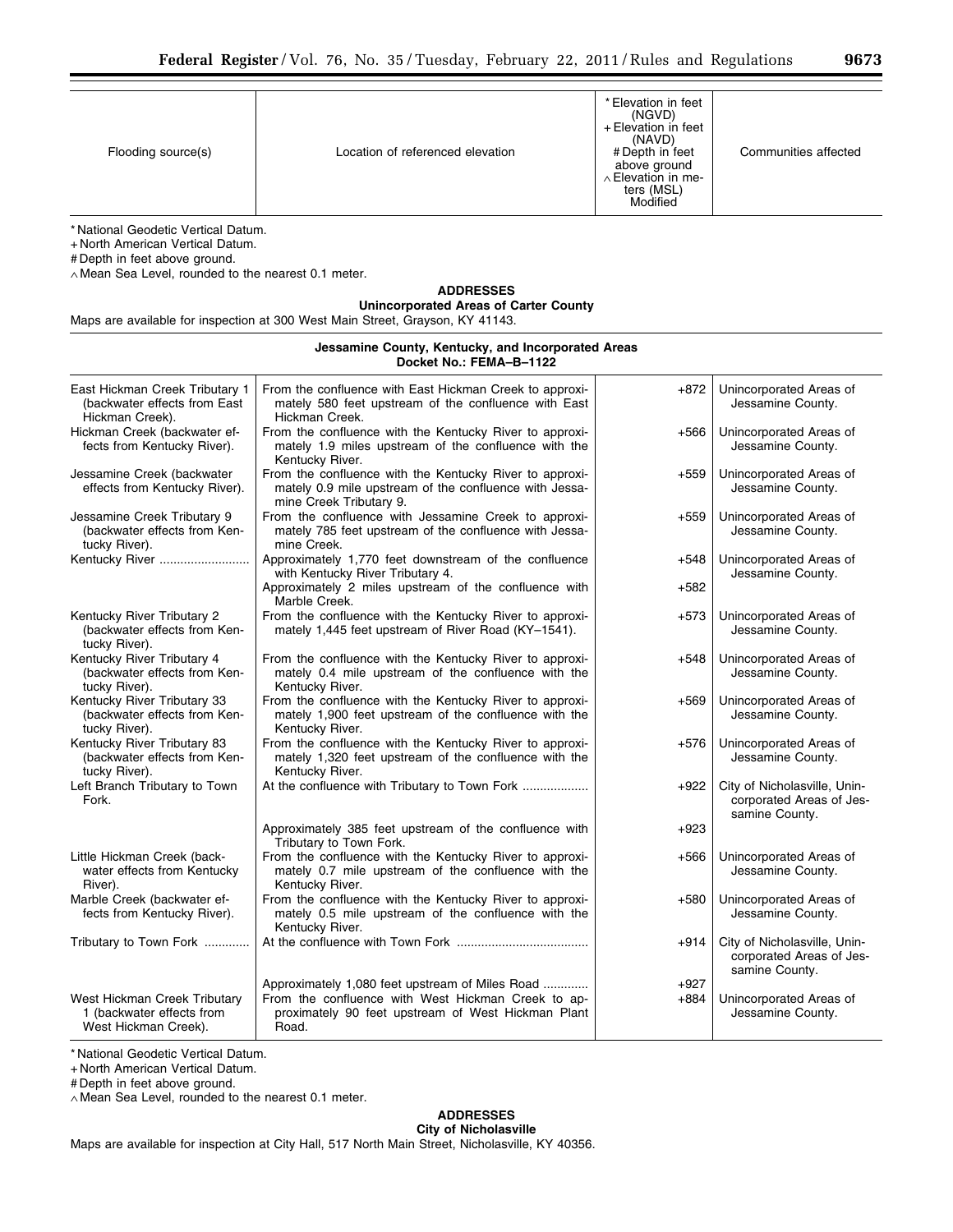| Flooding source(s) | Location of referenced elevation | * Elevation in feet (NGVD) + Elevation in feet (NAVD) # Depth in feet above ground ∧ Elevation in meters (MSL) Modified | Communities affected |
|---|---|---|---|

* National Geodetic Vertical Datum.
+ North American Vertical Datum.
# Depth in feet above ground.
∧ Mean Sea Level, rounded to the nearest 0.1 meter.

**ADDRESSES**

**Unincorporated Areas of Carter County**

Maps are available for inspection at 300 West Main Street, Grayson, KY 41143.

**Jessamine County, Kentucky, and Incorporated Areas**
**Docket No.: FEMA–B–1122**

| | | | |
|---|---|---|---|
| East Hickman Creek Tributary 1 (backwater effects from East Hickman Creek). | From the confluence with East Hickman Creek to approximately 580 feet upstream of the confluence with East Hickman Creek. | +872 | Unincorporated Areas of Jessamine County. |
| Hickman Creek (backwater effects from Kentucky River). | From the confluence with the Kentucky River to approximately 1.9 miles upstream of the confluence with the Kentucky River. | +566 | Unincorporated Areas of Jessamine County. |
| Jessamine Creek (backwater effects from Kentucky River). | From the confluence with the Kentucky River to approximately 0.9 mile upstream of the confluence with Jessamine Creek Tributary 9. | +559 | Unincorporated Areas of Jessamine County. |
| Jessamine Creek Tributary 9 (backwater effects from Kentucky River). | From the confluence with Jessamine Creek to approximately 785 feet upstream of the confluence with Jessamine Creek. | +559 | Unincorporated Areas of Jessamine County. |
| Kentucky River | Approximately 1,770 feet downstream of the confluence with Kentucky River Tributary 4. | +548 | Unincorporated Areas of Jessamine County. |
| | Approximately 2 miles upstream of the confluence with Marble Creek. | +582 | |
| Kentucky River Tributary 2 (backwater effects from Kentucky River). | From the confluence with the Kentucky River to approximately 1,445 feet upstream of River Road (KY–1541). | +573 | Unincorporated Areas of Jessamine County. |
| Kentucky River Tributary 4 (backwater effects from Kentucky River). | From the confluence with the Kentucky River to approximately 0.4 mile upstream of the confluence with the Kentucky River. | +548 | Unincorporated Areas of Jessamine County. |
| Kentucky River Tributary 33 (backwater effects from Kentucky River). | From the confluence with the Kentucky River to approximately 1,900 feet upstream of the confluence with the Kentucky River. | +569 | Unincorporated Areas of Jessamine County. |
| Kentucky River Tributary 83 (backwater effects from Kentucky River). | From the confluence with the Kentucky River to approximately 1,320 feet upstream of the confluence with the Kentucky River. | +576 | Unincorporated Areas of Jessamine County. |
| Left Branch Tributary to Town Fork. | At the confluence with Tributary to Town Fork | +922 | City of Nicholasville, Unincorporated Areas of Jessamine County. |
| | Approximately 385 feet upstream of the confluence with Tributary to Town Fork. | +923 | |
| Little Hickman Creek (backwater effects from Kentucky River). | From the confluence with the Kentucky River to approximately 0.7 mile upstream of the confluence with the Kentucky River. | +566 | Unincorporated Areas of Jessamine County. |
| Marble Creek (backwater effects from Kentucky River). | From the confluence with the Kentucky River to approximately 0.5 mile upstream of the confluence with the Kentucky River. | +580 | Unincorporated Areas of Jessamine County. |
| Tributary to Town Fork | At the confluence with Town Fork | +914 | City of Nicholasville, Unincorporated Areas of Jessamine County. |
| | Approximately 1,080 feet upstream of Miles Road | +927 | |
| West Hickman Creek Tributary 1 (backwater effects from West Hickman Creek). | From the confluence with West Hickman Creek to approximately 90 feet upstream of West Hickman Plant Road. | +884 | Unincorporated Areas of Jessamine County. |

* National Geodetic Vertical Datum.
+ North American Vertical Datum.
# Depth in feet above ground.
∧ Mean Sea Level, rounded to the nearest 0.1 meter.

**ADDRESSES**

**City of Nicholasville**

Maps are available for inspection at City Hall, 517 North Main Street, Nicholasville, KY 40356.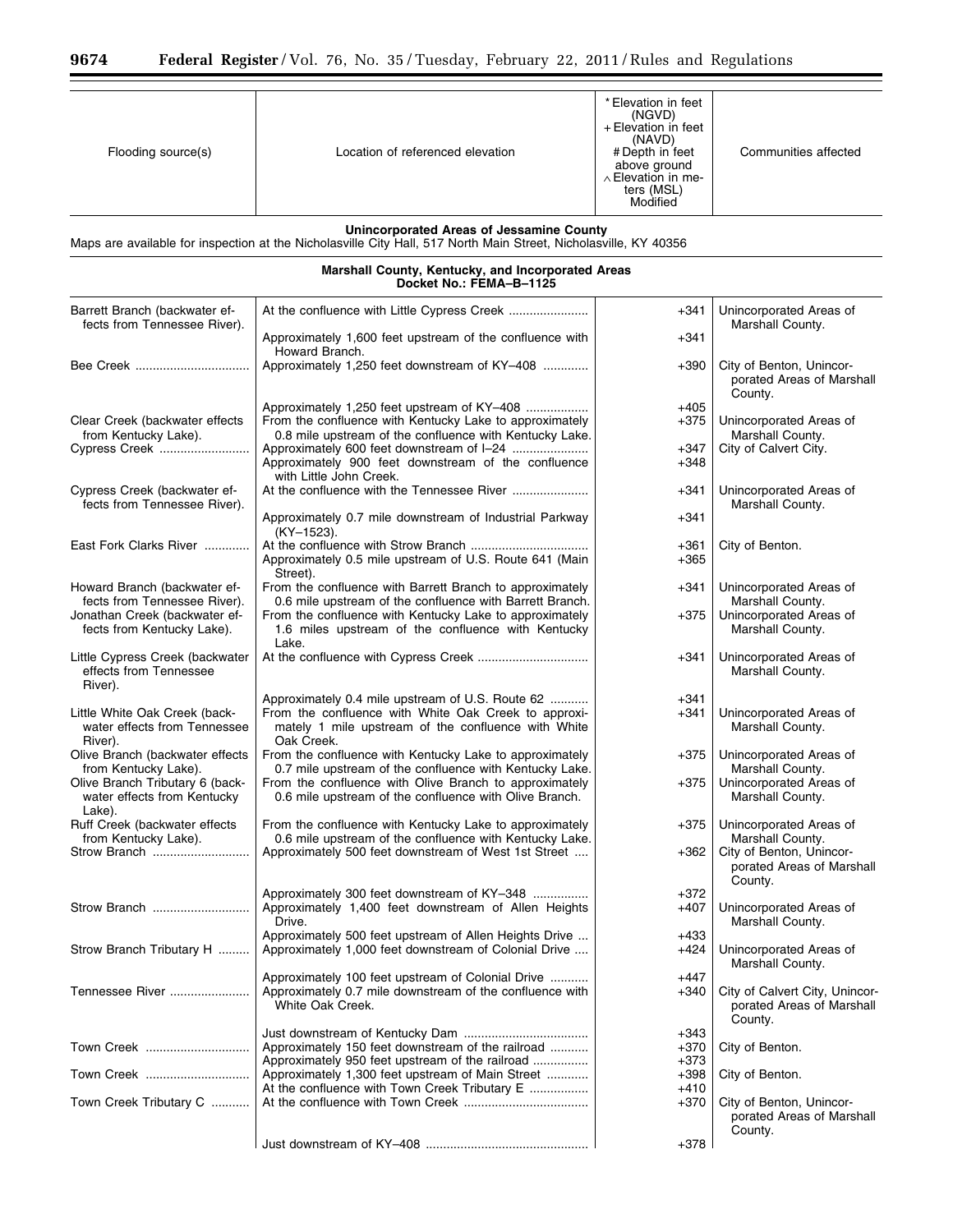| Flooding source(s) | Location of referenced elevation | * Elevation in feet (NGVD) + Elevation in feet (NAVD) # Depth in feet above ground ∧ Elevation in meters (MSL) Modified | Communities affected |
|---|---|---|---|
| **Unincorporated Areas of Jessamine County** | | | |
| Maps are available for inspection at the Nicholasville City Hall, 517 North Main Street, Nicholasville, KY 40356 | | | |
| **Marshall County, Kentucky, and Incorporated Areas Docket No.: FEMA–B–1125** | | | |
| Barrett Branch (backwater effects from Tennessee River). | At the confluence with Little Cypress Creek | +341 | Unincorporated Areas of Marshall County. |
| | Approximately 1,600 feet upstream of the confluence with Howard Branch. | +341 | |
| Bee Creek | Approximately 1,250 feet downstream of KY–408 | +390 | City of Benton, Unincorporated Areas of Marshall County. |
| | Approximately 1,250 feet upstream of KY–408 | +405 | |
| Clear Creek (backwater effects from Kentucky Lake). | From the confluence with Kentucky Lake to approximately 0.8 mile upstream of the confluence with Kentucky Lake. | +375 | Unincorporated Areas of Marshall County. |
| Cypress Creek | Approximately 600 feet downstream of I–24 | +347 | City of Calvert City. |
| | Approximately 900 feet downstream of the confluence with Little John Creek. | +348 | |
| Cypress Creek (backwater effects from Tennessee River). | At the confluence with the Tennessee River | +341 | Unincorporated Areas of Marshall County. |
| | Approximately 0.7 mile downstream of Industrial Parkway (KY–1523). | +341 | |
| East Fork Clarks River | At the confluence with Strow Branch | +361 | City of Benton. |
| | Approximately 0.5 mile upstream of U.S. Route 641 (Main Street). | +365 | |
| Howard Branch (backwater effects from Tennessee River). | From the confluence with Barrett Branch to approximately 0.6 mile upstream of the confluence with Barrett Branch. | +341 | Unincorporated Areas of Marshall County. |
| Jonathan Creek (backwater effects from Kentucky Lake). | From the confluence with Kentucky Lake to approximately 1.6 miles upstream of the confluence with Kentucky Lake. | +375 | Unincorporated Areas of Marshall County. |
| Little Cypress Creek (backwater effects from Tennessee River). | At the confluence with Cypress Creek | +341 | Unincorporated Areas of Marshall County. |
| | Approximately 0.4 mile upstream of U.S. Route 62 | +341 | |
| Little White Oak Creek (backwater effects from Tennessee River). | From the confluence with White Oak Creek to approximately 1 mile upstream of the confluence with White Oak Creek. | +341 | Unincorporated Areas of Marshall County. |
| Olive Branch (backwater effects from Kentucky Lake). | From the confluence with Kentucky Lake to approximately 0.7 mile upstream of the confluence with Kentucky Lake. | +375 | Unincorporated Areas of Marshall County. |
| Olive Branch Tributary 6 (backwater effects from Kentucky Lake). | From the confluence with Olive Branch to approximately 0.6 mile upstream of the confluence with Olive Branch. | +375 | Unincorporated Areas of Marshall County. |
| Ruff Creek (backwater effects from Kentucky Lake). | From the confluence with Kentucky Lake to approximately 0.6 mile upstream of the confluence with Kentucky Lake. | +375 | Unincorporated Areas of Marshall County. |
| Strow Branch | Approximately 500 feet downstream of West 1st Street | +362 | City of Benton, Unincorporated Areas of Marshall County. |
| | Approximately 300 feet downstream of KY–348 | +372 | |
| Strow Branch | Approximately 1,400 feet downstream of Allen Heights Drive. | +407 | Unincorporated Areas of Marshall County. |
| | Approximately 500 feet upstream of Allen Heights Drive | +433 | |
| Strow Branch Tributary H | Approximately 1,000 feet downstream of Colonial Drive | +424 | Unincorporated Areas of Marshall County. |
| | Approximately 100 feet upstream of Colonial Drive | +447 | |
| Tennessee River | Approximately 0.7 mile downstream of the confluence with White Oak Creek. | +340 | City of Calvert City, Unincorporated Areas of Marshall County. |
| | Just downstream of Kentucky Dam | +343 | |
| Town Creek | Approximately 150 feet downstream of the railroad | +370 | City of Benton. |
| | Approximately 950 feet upstream of the railroad | +373 | |
| Town Creek | Approximately 1,300 feet upstream of Main Street | +398 | City of Benton. |
| | At the confluence with Town Creek Tributary E | +410 | |
| Town Creek Tributary C | At the confluence with Town Creek | +370 | City of Benton, Unincorporated Areas of Marshall County. |
| | Just downstream of KY–408 | +378 | |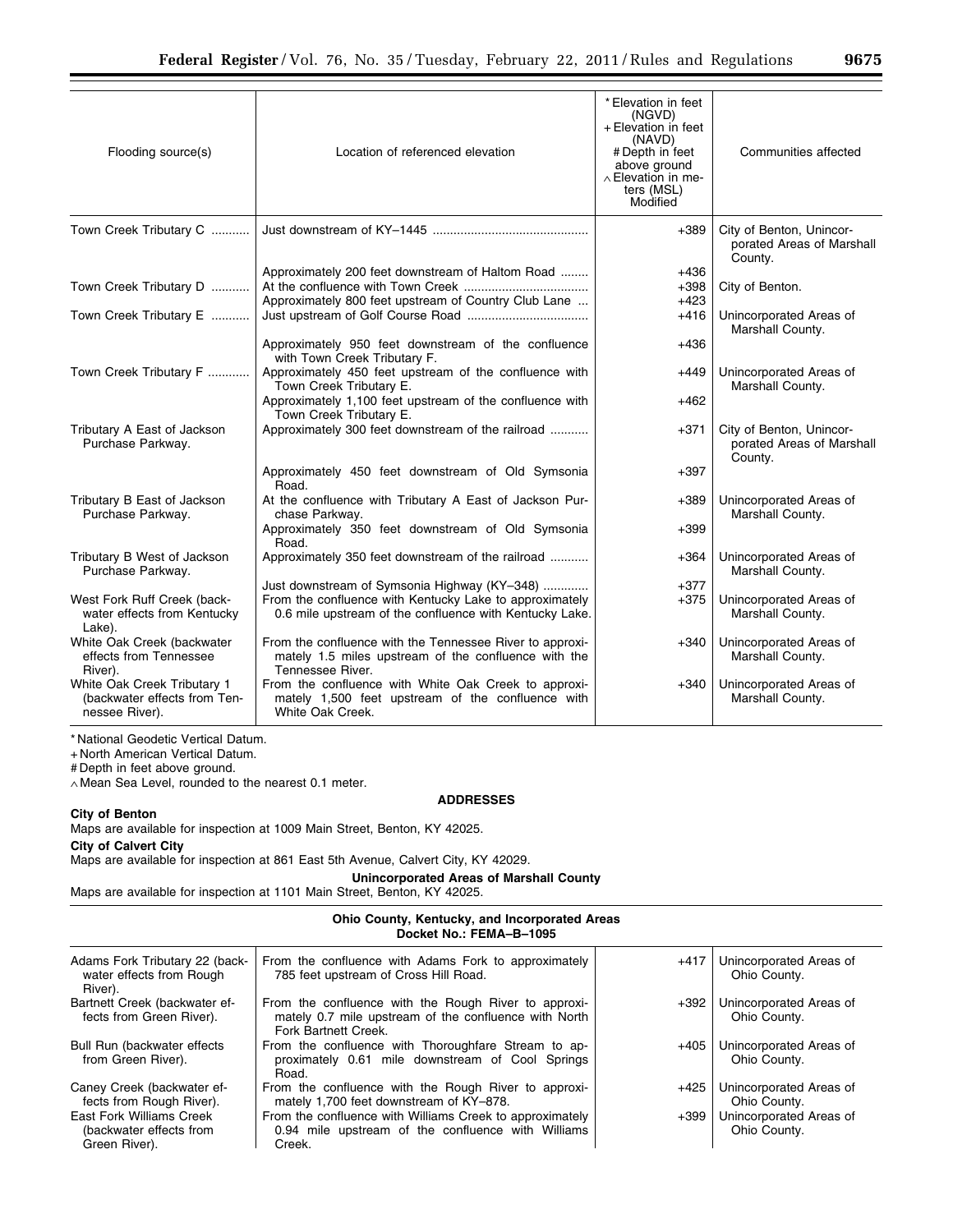| Flooding source(s) | Location of referenced elevation | * Elevation in feet (NGVD) + Elevation in feet (NAVD) # Depth in feet above ground ∧ Elevation in meters (MSL) Modified | Communities affected |
|---|---|---|---|
| Town Creek Tributary C | Just downstream of KY–1445 | +389 | City of Benton, Unincorporated Areas of Marshall County. |
| | Approximately 200 feet downstream of Haltom Road | +436 | |
| Town Creek Tributary D | At the confluence with Town Creek | +398 | City of Benton. |
| | Approximately 800 feet upstream of Country Club Lane | +423 | |
| Town Creek Tributary E | Just upstream of Golf Course Road | +416 | Unincorporated Areas of Marshall County. |
| | Approximately 950 feet downstream of the confluence with Town Creek Tributary F. | +436 | |
| Town Creek Tributary F | Approximately 450 feet upstream of the confluence with Town Creek Tributary E. | +449 | Unincorporated Areas of Marshall County. |
| | Approximately 1,100 feet upstream of the confluence with Town Creek Tributary E. | +462 | |
| Tributary A East of Jackson Purchase Parkway. | Approximately 300 feet downstream of the railroad | +371 | City of Benton, Unincorporated Areas of Marshall County. |
| | Approximately 450 feet downstream of Old Symsonia Road. | +397 | |
| Tributary B East of Jackson Purchase Parkway. | At the confluence with Tributary A East of Jackson Purchase Parkway. | +389 | Unincorporated Areas of Marshall County. |
| | Approximately 350 feet downstream of Old Symsonia Road. | +399 | |
| Tributary B West of Jackson Purchase Parkway. | Approximately 350 feet downstream of the railroad | +364 | Unincorporated Areas of Marshall County. |
| | Just downstream of Symsonia Highway (KY–348) | +377 | |
| West Fork Ruff Creek (backwater effects from Kentucky Lake). | From the confluence with Kentucky Lake to approximately 0.6 mile upstream of the confluence with Kentucky Lake. | +375 | Unincorporated Areas of Marshall County. |
| White Oak Creek (backwater effects from Tennessee River). | From the confluence with the Tennessee River to approximately 1.5 miles upstream of the confluence with the Tennessee River. | +340 | Unincorporated Areas of Marshall County. |
| White Oak Creek Tributary 1 (backwater effects from Tennessee River). | From the confluence with White Oak Creek to approximately 1,500 feet upstream of the confluence with White Oak Creek. | +340 | Unincorporated Areas of Marshall County. |

* National Geodetic Vertical Datum.

+ North American Vertical Datum.

# Depth in feet above ground.

∧ Mean Sea Level, rounded to the nearest 0.1 meter.

**ADDRESSES**

**City of Benton**

Maps are available for inspection at 1009 Main Street, Benton, KY 42025.

**City of Calvert City**

Maps are available for inspection at 861 East 5th Avenue, Calvert City, KY 42029.

**Unincorporated Areas of Marshall County**

Maps are available for inspection at 1101 Main Street, Benton, KY 42025.

**Ohio County, Kentucky, and Incorporated Areas**
**Docket No.: FEMA–B–1095**

| | | | |
|---|---|---|---|
| Adams Fork Tributary 22 (backwater effects from Rough River). | From the confluence with Adams Fork to approximately 785 feet upstream of Cross Hill Road. | +417 | Unincorporated Areas of Ohio County. |
| Bartnett Creek (backwater effects from Green River). | From the confluence with the Rough River to approximately 0.7 mile upstream of the confluence with North Fork Bartnett Creek. | +392 | Unincorporated Areas of Ohio County. |
| Bull Run (backwater effects from Green River). | From the confluence with Thoroughfare Stream to approximately 0.61 mile downstream of Cool Springs Road. | +405 | Unincorporated Areas of Ohio County. |
| Caney Creek (backwater effects from Rough River). | From the confluence with the Rough River to approximately 1,700 feet downstream of KY–878. | +425 | Unincorporated Areas of Ohio County. |
| East Fork Williams Creek (backwater effects from Green River). | From the confluence with Williams Creek to approximately 0.94 mile upstream of the confluence with Williams Creek. | +399 | Unincorporated Areas of Ohio County. |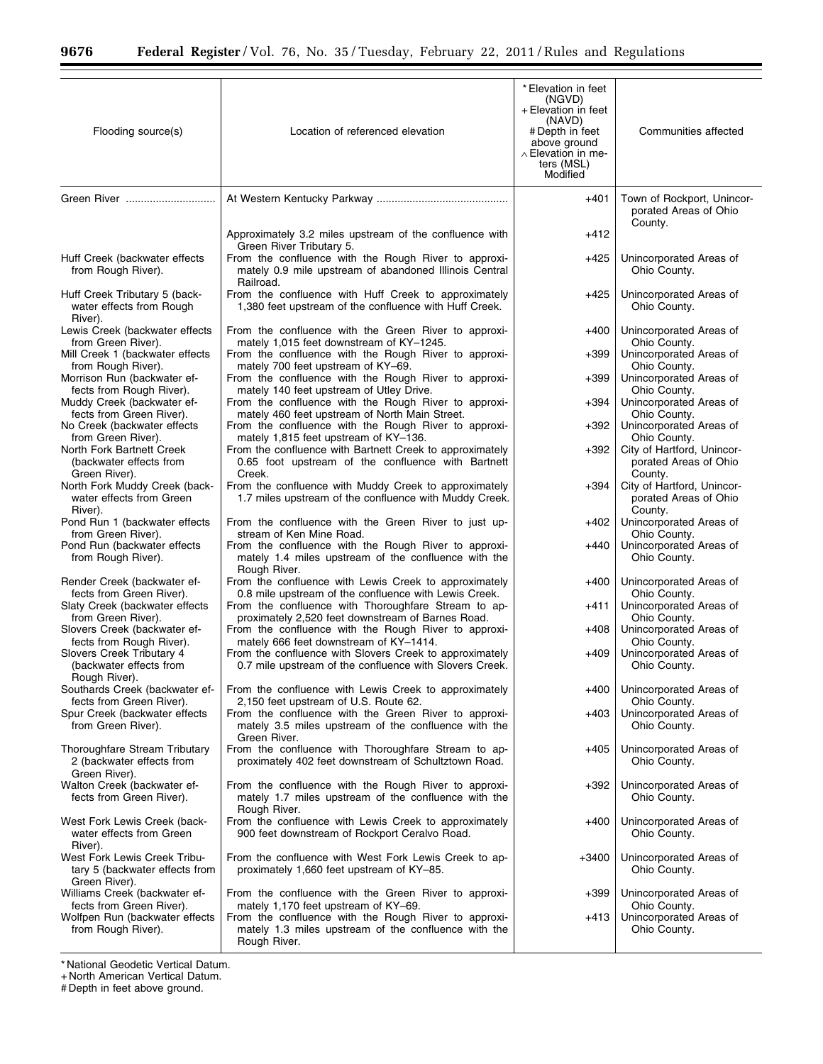| Flooding source(s) | Location of referenced elevation | * Elevation in feet (NGVD) + Elevation in feet (NAVD) # Depth in feet above ground ∧ Elevation in meters (MSL) Modified | Communities affected |
|---|---|---|---|
| Green River | At Western Kentucky Parkway | +401 | Town of Rockport, Unincorporated Areas of Ohio County. |
| | Approximately 3.2 miles upstream of the confluence with Green River Tributary 5. | +412 | |
| Huff Creek (backwater effects from Rough River). | From the confluence with the Rough River to approximately 0.9 mile upstream of abandoned Illinois Central Railroad. | +425 | Unincorporated Areas of Ohio County. |
| Huff Creek Tributary 5 (backwater effects from Rough River). | From the confluence with Huff Creek to approximately 1,380 feet upstream of the confluence with Huff Creek. | +425 | Unincorporated Areas of Ohio County. |
| Lewis Creek (backwater effects from Green River). | From the confluence with the Green River to approximately 1,015 feet downstream of KY–1245. | +400 | Unincorporated Areas of Ohio County. |
| Mill Creek 1 (backwater effects from Rough River). | From the confluence with the Rough River to approximately 700 feet upstream of KY–69. | +399 | Unincorporated Areas of Ohio County. |
| Morrison Run (backwater effects from Rough River). | From the confluence with the Rough River to approximately 140 feet upstream of Utley Drive. | +399 | Unincorporated Areas of Ohio County. |
| Muddy Creek (backwater effects from Green River). | From the confluence with the Rough River to approximately 460 feet upstream of North Main Street. | +394 | Unincorporated Areas of Ohio County. |
| No Creek (backwater effects from Green River). | From the confluence with the Rough River to approximately 1,815 feet upstream of KY–136. | +392 | Unincorporated Areas of Ohio County. |
| North Fork Bartnett Creek (backwater effects from Green River). | From the confluence with Bartnett Creek to approximately 0.65 foot upstream of the confluence with Bartnett Creek. | +392 | City of Hartford, Unincorporated Areas of Ohio County. |
| North Fork Muddy Creek (backwater effects from Green River). | From the confluence with Muddy Creek to approximately 1.7 miles upstream of the confluence with Muddy Creek. | +394 | City of Hartford, Unincorporated Areas of Ohio County. |
| Pond Run 1 (backwater effects from Green River). | From the confluence with the Green River to just upstream of Ken Mine Road. | +402 | Unincorporated Areas of Ohio County. |
| Pond Run (backwater effects from Rough River). | From the confluence with the Rough River to approximately 1.4 miles upstream of the confluence with the Rough River. | +440 | Unincorporated Areas of Ohio County. |
| Render Creek (backwater effects from Green River). | From the confluence with Lewis Creek to approximately 0.8 mile upstream of the confluence with Lewis Creek. | +400 | Unincorporated Areas of Ohio County. |
| Slaty Creek (backwater effects from Green River). | From the confluence with Thoroughfare Stream to approximately 2,520 feet downstream of Barnes Road. | +411 | Unincorporated Areas of Ohio County. |
| Slovers Creek (backwater effects from Rough River). | From the confluence with the Rough River to approximately 666 feet downstream of KY–1414. | +408 | Unincorporated Areas of Ohio County. |
| Slovers Creek Tributary 4 (backwater effects from Rough River). | From the confluence with Slovers Creek to approximately 0.7 mile upstream of the confluence with Slovers Creek. | +409 | Unincorporated Areas of Ohio County. |
| Southards Creek (backwater effects from Green River). | From the confluence with Lewis Creek to approximately 2,150 feet upstream of U.S. Route 62. | +400 | Unincorporated Areas of Ohio County. |
| Spur Creek (backwater effects from Green River). | From the confluence with the Green River to approximately 3.5 miles upstream of the confluence with the Green River. | +403 | Unincorporated Areas of Ohio County. |
| Thoroughfare Stream Tributary 2 (backwater effects from Green River). | From the confluence with Thoroughfare Stream to approximately 402 feet downstream of Schultztown Road. | +405 | Unincorporated Areas of Ohio County. |
| Walton Creek (backwater effects from Green River). | From the confluence with the Rough River to approximately 1.7 miles upstream of the confluence with the Rough River. | +392 | Unincorporated Areas of Ohio County. |
| West Fork Lewis Creek (backwater effects from Green River). | From the confluence with Lewis Creek to approximately 900 feet downstream of Rockport Ceralvo Road. | +400 | Unincorporated Areas of Ohio County. |
| West Fork Lewis Creek Tributary 5 (backwater effects from Green River). | From the confluence with West Fork Lewis Creek to approximately 1,660 feet upstream of KY–85. | +3400 | Unincorporated Areas of Ohio County. |
| Williams Creek (backwater effects from Green River). | From the confluence with the Green River to approximately 1,170 feet upstream of KY–69. | +399 | Unincorporated Areas of Ohio County. |
| Wolfpen Run (backwater effects from Rough River). | From the confluence with the Rough River to approximately 1.3 miles upstream of the confluence with the Rough River. | +413 | Unincorporated Areas of Ohio County. |

* National Geodetic Vertical Datum.
+ North American Vertical Datum.
# Depth in feet above ground.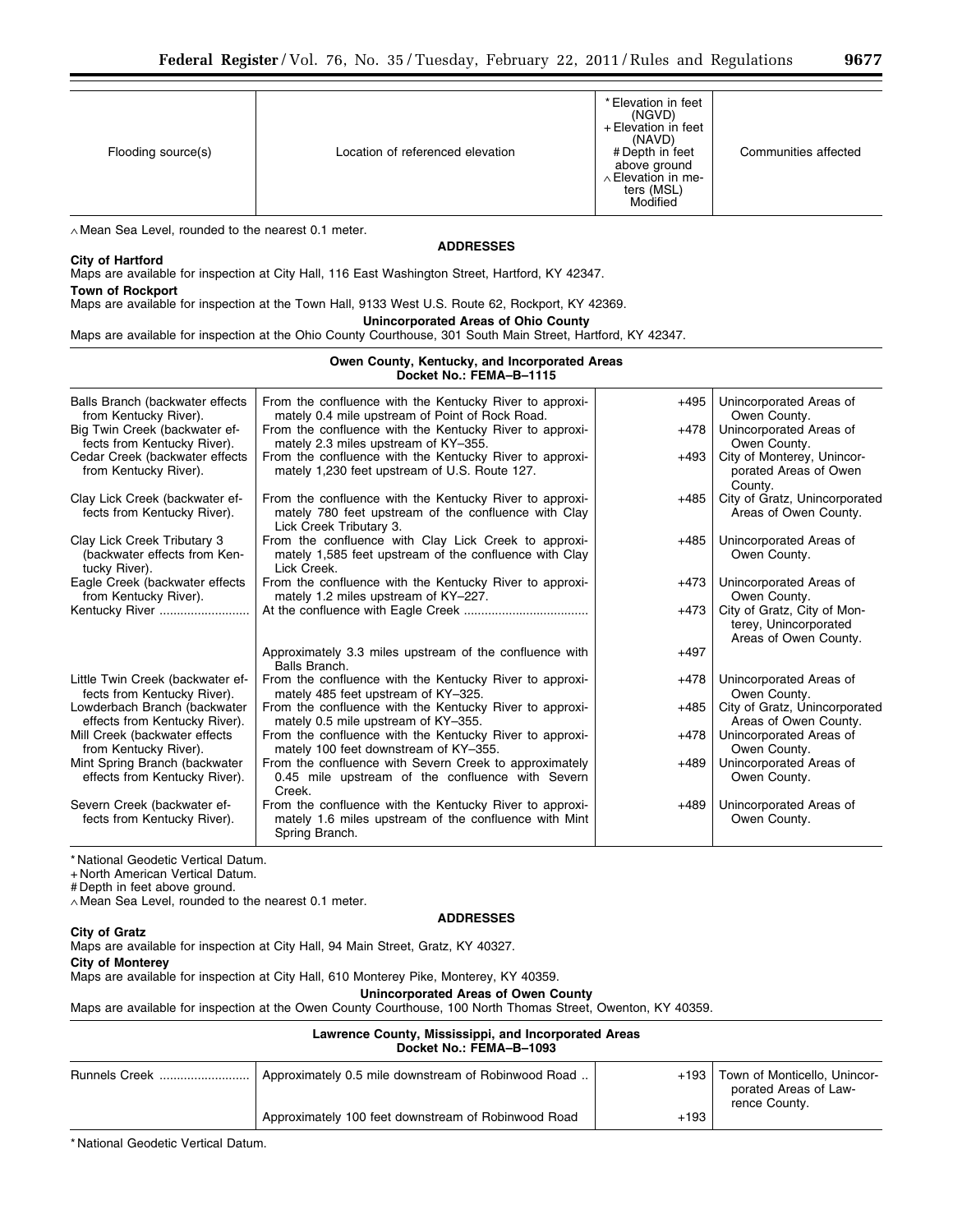| Flooding source(s) | Location of referenced elevation | * Elevation in feet (NGVD) + Elevation in feet (NAVD) # Depth in feet above ground ∧ Elevation in meters (MSL) Modified | Communities affected |
|---|---|---|---|

∧ Mean Sea Level, rounded to the nearest 0.1 meter.

**ADDRESSES**

**City of Hartford**

Maps are available for inspection at City Hall, 116 East Washington Street, Hartford, KY 42347.

**Town of Rockport**

Maps are available for inspection at the Town Hall, 9133 West U.S. Route 62, Rockport, KY 42369.

**Unincorporated Areas of Ohio County**

Maps are available for inspection at the Ohio County Courthouse, 301 South Main Street, Hartford, KY 42347.

**Owen County, Kentucky, and Incorporated Areas**
**Docket No.: FEMA–B–1115**

| | | | |
|---|---|---|---|
| Balls Branch (backwater effects from Kentucky River). | From the confluence with the Kentucky River to approximately 0.4 mile upstream of Point of Rock Road. | +495 | Unincorporated Areas of Owen County. |
| Big Twin Creek (backwater effects from Kentucky River). | From the confluence with the Kentucky River to approximately 2.3 miles upstream of KY–355. | +478 | Unincorporated Areas of Owen County. |
| Cedar Creek (backwater effects from Kentucky River). | From the confluence with the Kentucky River to approximately 1,230 feet upstream of U.S. Route 127. | +493 | City of Monterey, Unincorporated Areas of Owen County. |
| Clay Lick Creek (backwater effects from Kentucky River). | From the confluence with the Kentucky River to approximately 780 feet upstream of the confluence with Clay Lick Creek Tributary 3. | +485 | City of Gratz, Unincorporated Areas of Owen County. |
| Clay Lick Creek Tributary 3 (backwater effects from Kentucky River). | From the confluence with Clay Lick Creek to approximately 1,585 feet upstream of the confluence with Clay Lick Creek. | +485 | Unincorporated Areas of Owen County. |
| Eagle Creek (backwater effects from Kentucky River). | From the confluence with the Kentucky River to approximately 1.2 miles upstream of KY–227. | +473 | Unincorporated Areas of Owen County. |
| Kentucky River | At the confluence with Eagle Creek | +473 | City of Gratz, City of Monterey, Unincorporated Areas of Owen County. |
| | Approximately 3.3 miles upstream of the confluence with Balls Branch. | +497 | |
| Little Twin Creek (backwater effects from Kentucky River). | From the confluence with the Kentucky River to approximately 485 feet upstream of KY–325. | +478 | Unincorporated Areas of Owen County. |
| Lowderbach Branch (backwater effects from Kentucky River). | From the confluence with the Kentucky River to approximately 0.5 mile upstream of KY–355. | +485 | City of Gratz, Unincorporated Areas of Owen County. |
| Mill Creek (backwater effects from Kentucky River). | From the confluence with the Kentucky River to approximately 100 feet downstream of KY–355. | +478 | Unincorporated Areas of Owen County. |
| Mint Spring Branch (backwater effects from Kentucky River). | From the confluence with Severn Creek to approximately 0.45 mile upstream of the confluence with Severn Creek. | +489 | Unincorporated Areas of Owen County. |
| Severn Creek (backwater effects from Kentucky River). | From the confluence with the Kentucky River to approximately 1.6 miles upstream of the confluence with Mint Spring Branch. | +489 | Unincorporated Areas of Owen County. |

* National Geodetic Vertical Datum.
+ North American Vertical Datum.
# Depth in feet above ground.
∧ Mean Sea Level, rounded to the nearest 0.1 meter.

**ADDRESSES**

**City of Gratz**

Maps are available for inspection at City Hall, 94 Main Street, Gratz, KY 40327.

**City of Monterey**

Maps are available for inspection at City Hall, 610 Monterey Pike, Monterey, KY 40359.

**Unincorporated Areas of Owen County**

Maps are available for inspection at the Owen County Courthouse, 100 North Thomas Street, Owenton, KY 40359.

**Lawrence County, Mississippi, and Incorporated Areas**
**Docket No.: FEMA–B–1093**

| | | | |
|---|---|---|---|
| Runnels Creek | Approximately 0.5 mile downstream of Robinwood Road | +193 | Town of Monticello, Unincorporated Areas of Lawrence County. |
| | Approximately 100 feet downstream of Robinwood Road | +193 | |

* National Geodetic Vertical Datum.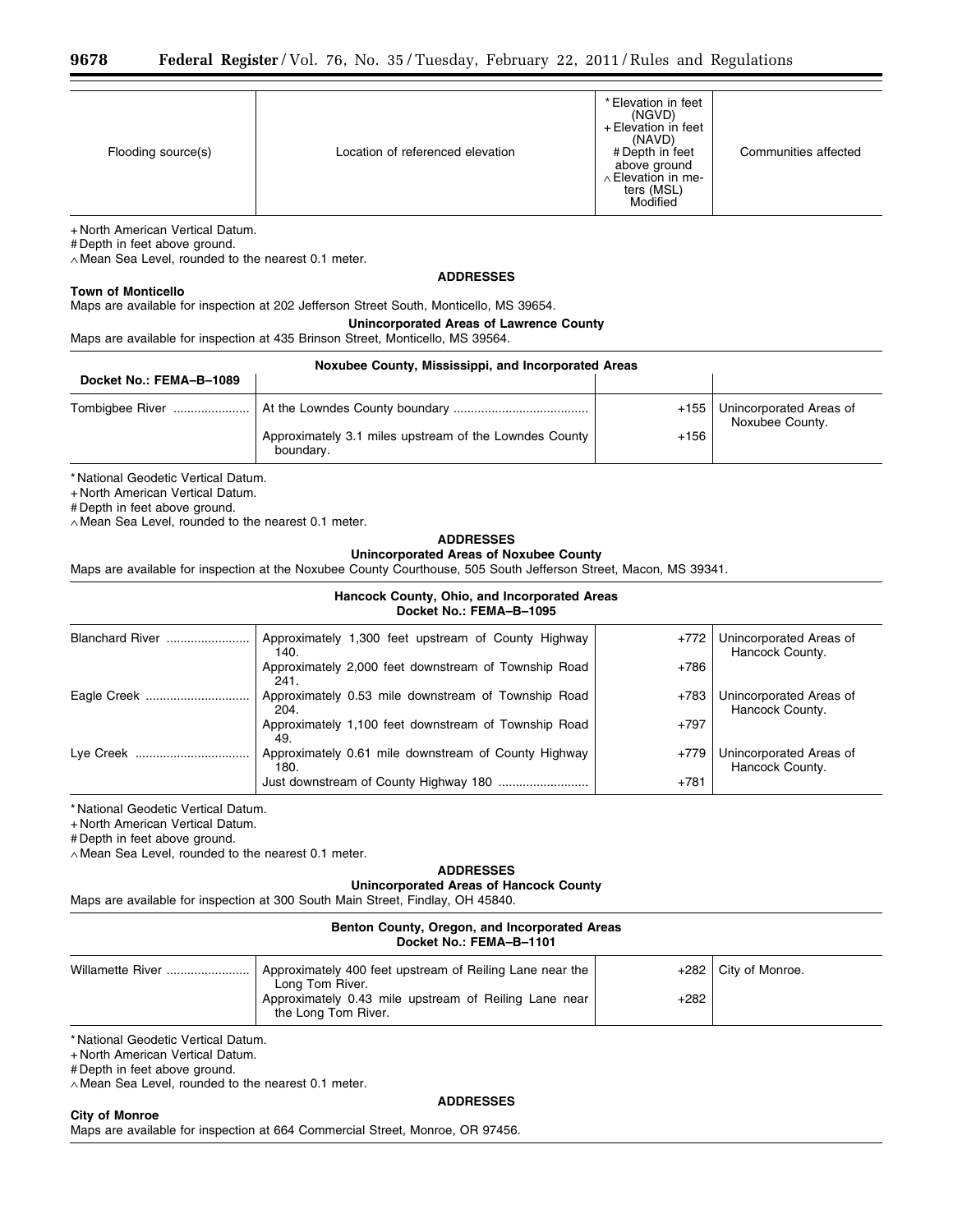| Flooding source(s) | Location of referenced elevation | * Elevation in feet (NGVD) + Elevation in feet (NAVD) # Depth in feet above ground ∧ Elevation in meters (MSL) Modified | Communities affected |
|---|---|---|---|

+ North American Vertical Datum.

# Depth in feet above ground.

∧ Mean Sea Level, rounded to the nearest 0.1 meter.

**ADDRESSES**

**Town of Monticello**

Maps are available for inspection at 202 Jefferson Street South, Monticello, MS 39654.

**Unincorporated Areas of Lawrence County**

Maps are available for inspection at 435 Brinson Street, Monticello, MS 39564.

| Noxubee County, Mississippi, and Incorporated Areas Docket No.: FEMA–B–1089 | | | |
|---|---|---|---|
| Tombigbee River | At the Lowndes County boundary | +155 | Unincorporated Areas of Noxubee County. |
| | Approximately 3.1 miles upstream of the Lowndes County boundary. | +156 | |

* National Geodetic Vertical Datum.

+ North American Vertical Datum.

# Depth in feet above ground.

∧ Mean Sea Level, rounded to the nearest 0.1 meter.

**ADDRESSES**

**Unincorporated Areas of Noxubee County**

Maps are available for inspection at the Noxubee County Courthouse, 505 South Jefferson Street, Macon, MS 39341.

| Hancock County, Ohio, and Incorporated Areas Docket No.: FEMA–B–1095 | | | |
|---|---|---|---|
| Blanchard River | Approximately 1,300 feet upstream of County Highway 140. | +772 | Unincorporated Areas of Hancock County. |
| | Approximately 2,000 feet downstream of Township Road 241. | +786 | |
| Eagle Creek | Approximately 0.53 mile downstream of Township Road 204. | +783 | Unincorporated Areas of Hancock County. |
| | Approximately 1,100 feet downstream of Township Road 49. | +797 | |
| Lye Creek | Approximately 0.61 mile downstream of County Highway 180. | +779 | Unincorporated Areas of Hancock County. |
| | Just downstream of County Highway 180 | +781 | |

* National Geodetic Vertical Datum.

+ North American Vertical Datum.

# Depth in feet above ground.

∧ Mean Sea Level, rounded to the nearest 0.1 meter.

**ADDRESSES**

**Unincorporated Areas of Hancock County**

Maps are available for inspection at 300 South Main Street, Findlay, OH 45840.

| Benton County, Oregon, and Incorporated Areas Docket No.: FEMA–B–1101 | | | |
|---|---|---|---|
| Willamette River | Approximately 400 feet upstream of Reiling Lane near the Long Tom River. | +282 | City of Monroe. |
| | Approximately 0.43 mile upstream of Reiling Lane near the Long Tom River. | +282 | |

* National Geodetic Vertical Datum.

+ North American Vertical Datum.

# Depth in feet above ground.

∧ Mean Sea Level, rounded to the nearest 0.1 meter.

**ADDRESSES**

**City of Monroe**

Maps are available for inspection at 664 Commercial Street, Monroe, OR 97456.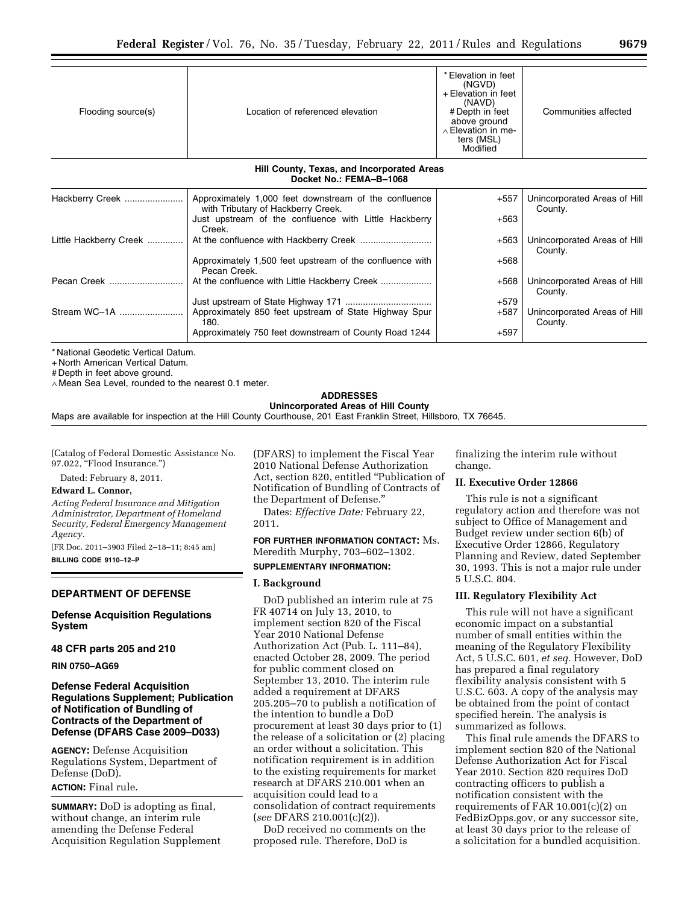| Flooding source(s) | Location of referenced elevation | * Elevation in feet (NGVD) + Elevation in feet (NAVD) # Depth in feet above ground ∧ Elevation in meters (MSL) Modified | Communities affected |
|---|---|---|---|
| **Hill County, Texas, and Incorporated Areas Docket No.: FEMA–B–1068** | | | |
| Hackberry Creek | Approximately 1,000 feet downstream of the confluence with Tributary of Hackberry Creek. | +557 | Unincorporated Areas of Hill County. |
| | Just upstream of the confluence with Little Hackberry Creek. | +563 | |
| Little Hackberry Creek | At the confluence with Hackberry Creek | +563 | Unincorporated Areas of Hill County. |
| | Approximately 1,500 feet upstream of the confluence with Pecan Creek. | +568 | |
| Pecan Creek | At the confluence with Little Hackberry Creek | +568 | Unincorporated Areas of Hill County. |
| | Just upstream of State Highway 171 | +579 | |
| Stream WC–1A | Approximately 850 feet upstream of State Highway Spur 180. | +587 | Unincorporated Areas of Hill County. |
| | Approximately 750 feet downstream of County Road 1244 | +597 | |

* National Geodetic Vertical Datum.
+ North American Vertical Datum.
# Depth in feet above ground.
∧ Mean Sea Level, rounded to the nearest 0.1 meter.

**ADDRESSES**

**Unincorporated Areas of Hill County**

Maps are available for inspection at the Hill County Courthouse, 201 East Franklin Street, Hillsboro, TX 76645.

(Catalog of Federal Domestic Assistance No. 97.022, "Flood Insurance.")

Dated: February 8, 2011.

**Edward L. Connor,**

*Acting Federal Insurance and Mitigation Administrator, Department of Homeland Security, Federal Emergency Management Agency.*

[FR Doc. 2011–3903 Filed 2–18–11; 8:45 am]

**BILLING CODE 9110–12–P**

## DEPARTMENT OF DEFENSE

### Defense Acquisition Regulations System

### 48 CFR parts 205 and 210

**RIN 0750–AG69**

### Defense Federal Acquisition Regulations Supplement; Publication of Notification of Bundling of Contracts of the Department of Defense (DFARS Case 2009–D033)

**AGENCY:** Defense Acquisition Regulations System, Department of Defense (DoD).

**ACTION:** Final rule.

**SUMMARY:** DoD is adopting as final, without change, an interim rule amending the Defense Federal Acquisition Regulation Supplement (DFARS) to implement the Fiscal Year 2010 National Defense Authorization Act, section 820, entitled "Publication of Notification of Bundling of Contracts of the Department of Defense."

Dates: *Effective Date:* February 22, 2011.

**FOR FURTHER INFORMATION CONTACT:** Ms. Meredith Murphy, 703–602–1302.

**SUPPLEMENTARY INFORMATION:**

**I. Background**

DoD published an interim rule at 75 FR 40714 on July 13, 2010, to implement section 820 of the Fiscal Year 2010 National Defense Authorization Act (Pub. L. 111–84), enacted October 28, 2009. The period for public comment closed on September 13, 2010. The interim rule added a requirement at DFARS 205.205–70 to publish a notification of the intention to bundle a DoD procurement at least 30 days prior to (1) the release of a solicitation or (2) placing an order without a solicitation. This notification requirement is in addition to the existing requirements for market research at DFARS 210.001 when an acquisition could lead to a consolidation of contract requirements (*see* DFARS 210.001(c)(2)).

DoD received no comments on the proposed rule. Therefore, DoD is finalizing the interim rule without change.

**II. Executive Order 12866**

This rule is not a significant regulatory action and therefore was not subject to Office of Management and Budget review under section 6(b) of Executive Order 12866, Regulatory Planning and Review, dated September 30, 1993. This is not a major rule under 5 U.S.C. 804.

**III. Regulatory Flexibility Act**

This rule will not have a significant economic impact on a substantial number of small entities within the meaning of the Regulatory Flexibility Act, 5 U.S.C. 601, *et seq.* However, DoD has prepared a final regulatory flexibility analysis consistent with 5 U.S.C. 603. A copy of the analysis may be obtained from the point of contact specified herein. The analysis is summarized as follows.

This final rule amends the DFARS to implement section 820 of the National Defense Authorization Act for Fiscal Year 2010. Section 820 requires DoD contracting officers to publish a notification consistent with the requirements of FAR 10.001(c)(2) on FedBizOpps.gov, or any successor site, at least 30 days prior to the release of a solicitation for a bundled acquisition.